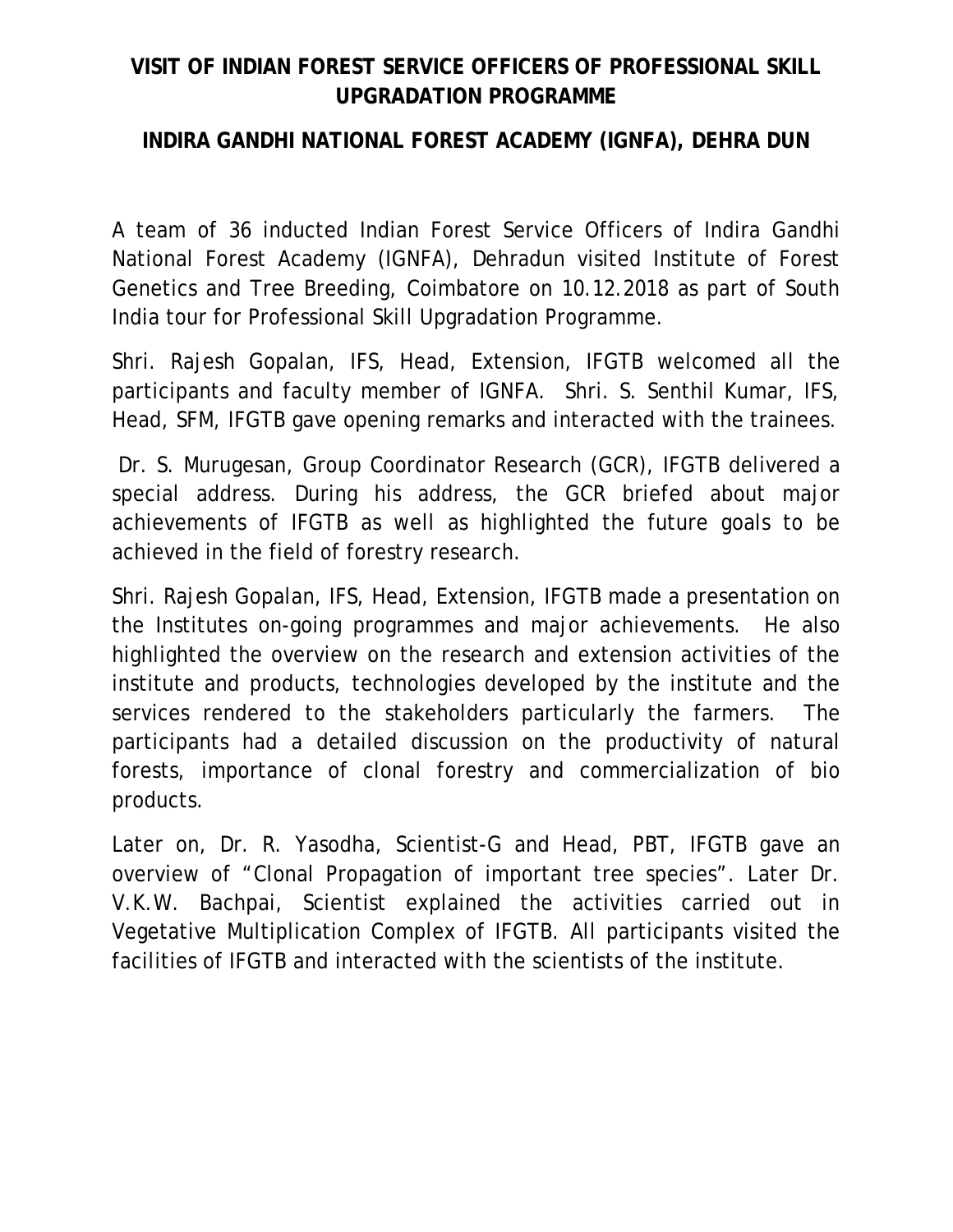# VISIT OF INDIAN FOREST SERVICE OFFICERS OF PROFESSIONAL SKILL UPGRADATION PROGRAMME

## INDIRA GANDHI NATIONAL FOREST ACADEMY (IGNFA), DEHRA DUN

A team of 36 inducted Indian Forest Service Officers of Indira Gandhi National Forest Academy (IGNFA), Dehradun visited Institute of Forest Genetics and Tree Breeding, Coimbatore on 10.12.2018 as part of South India tour for Professional Skill Upgradation Programme.

Shri. Rajesh Gopalan, IFS, Head, Extension, IFGTB welcomed all the participants and faculty member of IGNFA. Shri. S. Senthil Kumar, IFS, Head, SFM, IFGTB gave opening remarks and interacted with the trainees.

Dr. S. Murugesan, Group Coordinator Research (GCR), IFGTB delivered a special address. During his address, the GCR briefed about major achievements of IFGTB as well as highlighted the future goals to be achieved in the field of forestry research.

Shri. Rajesh Gopalan, IFS, Head, Extension, IFGTB made a presentation on the Institutes on-going programmes and major achievements. He also highlighted the overview on the research and extension activities of the institute and products, technologies developed by the institute and the services rendered to the stakeholders particularly the farmers. The participants had a detailed discussion on the productivity of natural forests, importance of clonal forestry and commercialization of bio products.

Later on, Dr. R. Yasodha, Scientist-G and Head, PBT, IFGTB gave an overview of "Clonal Propagation of important tree species". Later Dr. V.K.W. Bachpai, Scientist explained the activities carried out in Vegetative Multiplication Complex of IFGTB. All participants visited the facilities of IFGTB and interacted with the scientists of the institute.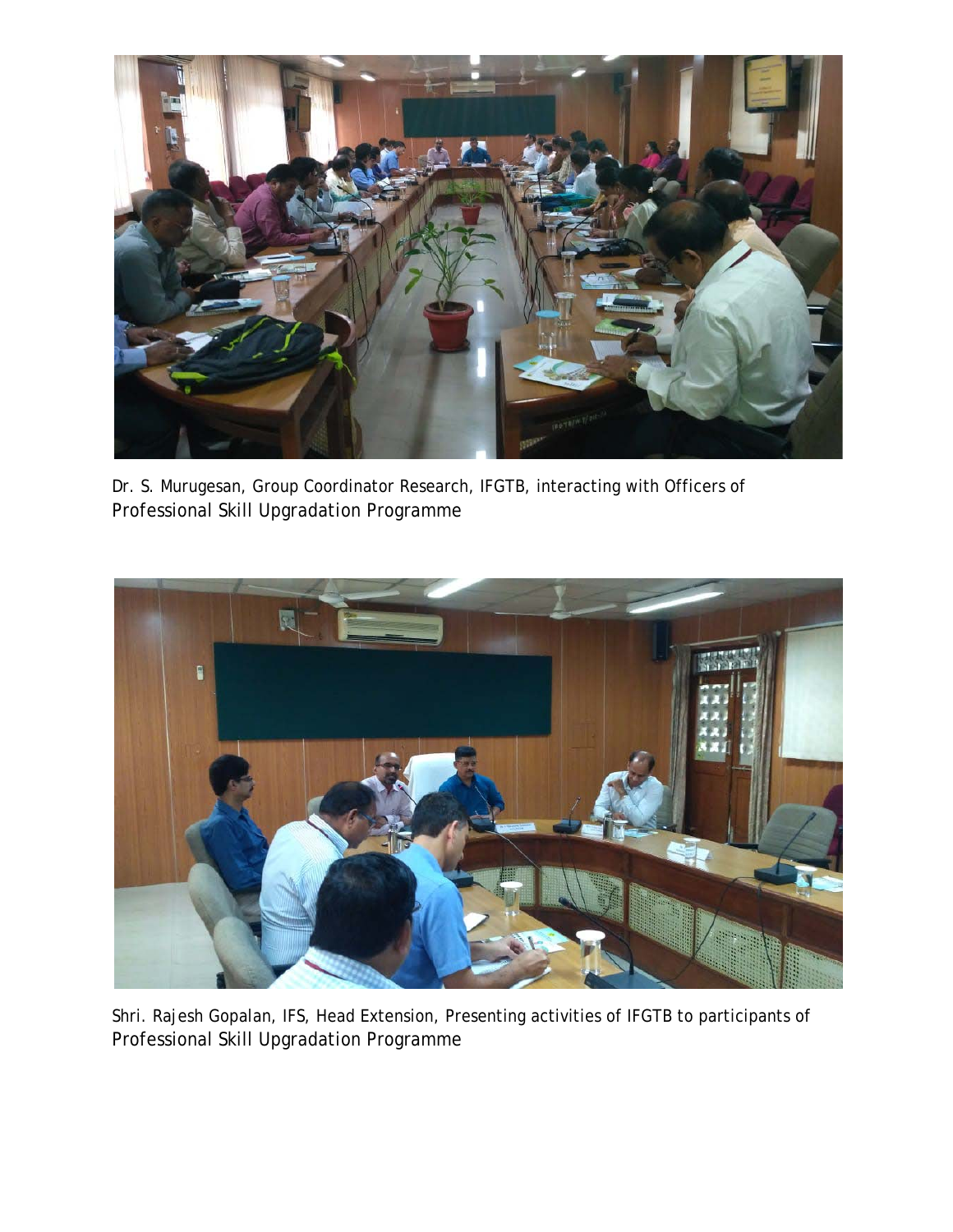Dr. S. Murugesan, Group Coordinator Research, IFGTB, interacting with Officers of Professional Skill Upgradation Programme

Shri. Rajesh Gopalan, IFS, Head Extension, Presenting activities of IFGTB to participants of Professional Skill Upgradation Programme